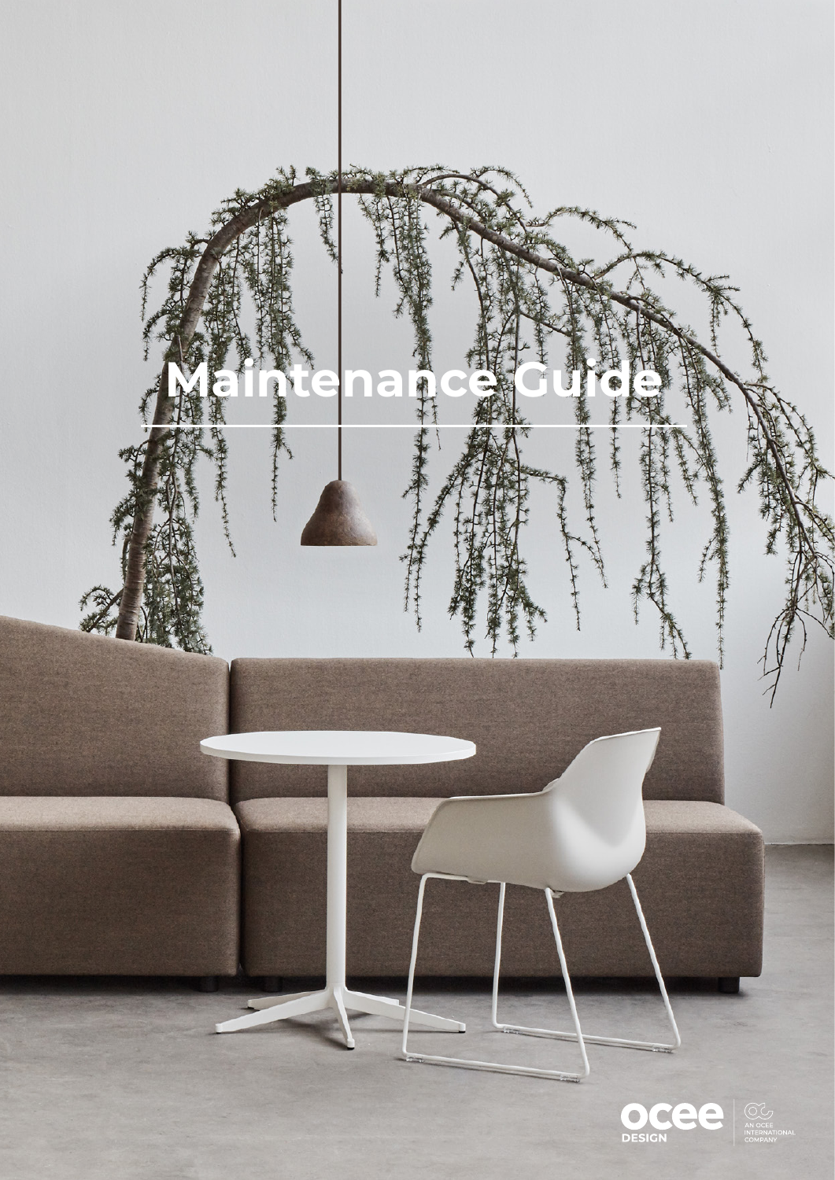# Maintenance Guide

ocee DESIGN

AN OCEE INTERNATIONAL COMPANY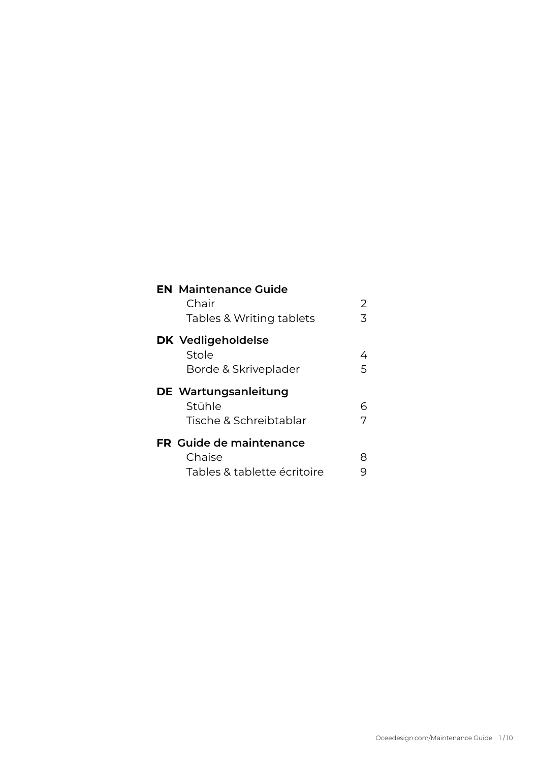**EN Maintenance Guide**

| | |
|---|---|
| Chair | 2 |
| Tables & Writing tablets | 3 |

**DK Vedligeholdelse**

| | |
|---|---|
| Stole | 4 |
| Borde & Skriveplader | 5 |

**DE Wartungsanleitung**

| | |
|---|---|
| Stühle | 6 |
| Tische & Schreibtablar | 7 |

**FR Guide de maintenance**

| | |
|---|---|
| Chaise | 8 |
| Tables & tablette écritoire | 9 |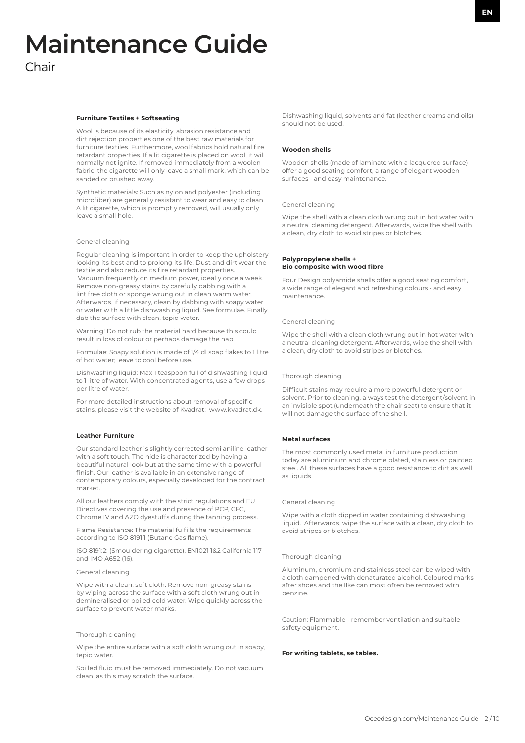# Maintenance Guide

Chair

**Furniture Textiles + Softseating**

Wool is because of its elasticity, abrasion resistance and dirt rejection properties one of the best raw materials for furniture textiles. Furthermore, wool fabrics hold natural fire retardant properties. If a lit cigarette is placed on wool, it will normally not ignite. If removed immediately from a woolen fabric, the cigarette will only leave a small mark, which can be sanded or brushed away.

Synthetic materials: Such as nylon and polyester (including microfiber) are generally resistant to wear and easy to clean. A lit cigarette, which is promptly removed, will usually only leave a small hole.

General cleaning

Regular cleaning is important in order to keep the upholstery looking its best and to prolong its life. Dust and dirt wear the textile and also reduce its fire retardant properties. Vacuum frequently on medium power, ideally once a week. Remove non-greasy stains by carefully dabbing with a lint free cloth or sponge wrung out in clean warm water. Afterwards, if necessary, clean by dabbing with soapy water or water with a little dishwashing liquid. See formulae. Finally, dab the surface with clean, tepid water.

Warning! Do not rub the material hard because this could result in loss of colour or perhaps damage the nap.

Formulae: Soapy solution is made of 1/4 dl soap flakes to 1 litre of hot water; leave to cool before use.

Dishwashing liquid: Max 1 teaspoon full of dishwashing liquid to 1 litre of water. With concentrated agents, use a few drops per litre of water.

For more detailed instructions about removal of specific stains, please visit the website of Kvadrat: www.kvadrat.dk.

**Leather Furniture**

Our standard leather is slightly corrected semi aniline leather with a soft touch. The hide is characterized by having a beautiful natural look but at the same time with a powerful finish. Our leather is available in an extensive range of contemporary colours, especially developed for the contract market.

All our leathers comply with the strict regulations and EU Directives covering the use and presence of PCP, CFC, Chrome IV and AZO dyestuffs during the tanning process.

Flame Resistance: The material fulfills the requirements according to ISO 8191:1 (Butane Gas flame).

ISO 8191:2: (Smouldering cigarette), EN1021 1&2 California 117 and IMO A652 (16).

General cleaning

Wipe with a clean, soft cloth. Remove non-greasy stains by wiping across the surface with a soft cloth wrung out in demineralised or boiled cold water. Wipe quickly across the surface to prevent water marks.

Thorough cleaning

Wipe the entire surface with a soft cloth wrung out in soapy, tepid water.

Spilled fluid must be removed immediately. Do not vacuum clean, as this may scratch the surface.

Dishwashing liquid, solvents and fat (leather creams and oils) should not be used.

**Wooden shells**

Wooden shells (made of laminate with a lacquered surface) offer a good seating comfort, a range of elegant wooden surfaces - and easy maintenance.

General cleaning

Wipe the shell with a clean cloth wrung out in hot water with a neutral cleaning detergent. Afterwards, wipe the shell with a clean, dry cloth to avoid stripes or blotches.

**Polypropylene shells +**
**Bio composite with wood fibre**

Four Design polyamide shells offer a good seating comfort, a wide range of elegant and refreshing colours - and easy maintenance.

General cleaning

Wipe the shell with a clean cloth wrung out in hot water with a neutral cleaning detergent. Afterwards, wipe the shell with a clean, dry cloth to avoid stripes or blotches.

Thorough cleaning

Difficult stains may require a more powerful detergent or solvent. Prior to cleaning, always test the detergent/solvent in an invisible spot (underneath the chair seat) to ensure that it will not damage the surface of the shell.

**Metal surfaces**

The most commonly used metal in furniture production today are aluminium and chrome plated, stainless or painted steel. All these surfaces have a good resistance to dirt as well as liquids.

General cleaning

Wipe with a cloth dipped in water containing dishwashing liquid. Afterwards, wipe the surface with a clean, dry cloth to avoid stripes or blotches.

Thorough cleaning

Aluminum, chromium and stainless steel can be wiped with a cloth dampened with denaturated alcohol. Coloured marks after shoes and the like can most often be removed with benzine.

Caution: Flammable - remember ventilation and suitable safety equipment.

**For writing tablets, se tables.**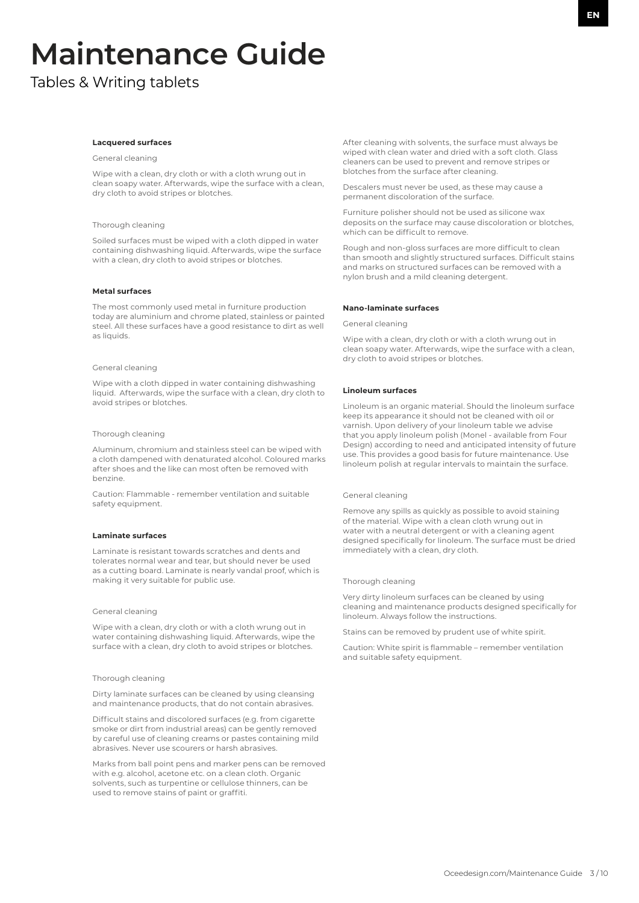# Maintenance Guide

## Tables & Writing tablets

### Lacquered surfaces

General cleaning

Wipe with a clean, dry cloth or with a cloth wrung out in clean soapy water. Afterwards, wipe the surface with a clean, dry cloth to avoid stripes or blotches.

Thorough cleaning

Soiled surfaces must be wiped with a cloth dipped in water containing dishwashing liquid. Afterwards, wipe the surface with a clean, dry cloth to avoid stripes or blotches.

### Metal surfaces

The most commonly used metal in furniture production today are aluminium and chrome plated, stainless or painted steel. All these surfaces have a good resistance to dirt as well as liquids.

General cleaning

Wipe with a cloth dipped in water containing dishwashing liquid. Afterwards, wipe the surface with a clean, dry cloth to avoid stripes or blotches.

Thorough cleaning

Aluminum, chromium and stainless steel can be wiped with a cloth dampened with denaturated alcohol. Coloured marks after shoes and the like can most often be removed with benzine.

Caution: Flammable - remember ventilation and suitable safety equipment.

### Laminate surfaces

Laminate is resistant towards scratches and dents and tolerates normal wear and tear, but should never be used as a cutting board. Laminate is nearly vandal proof, which is making it very suitable for public use.

General cleaning

Wipe with a clean, dry cloth or with a cloth wrung out in water containing dishwashing liquid. Afterwards, wipe the surface with a clean, dry cloth to avoid stripes or blotches.

Thorough cleaning

Dirty laminate surfaces can be cleaned by using cleansing and maintenance products, that do not contain abrasives.

Difficult stains and discolored surfaces (e.g. from cigarette smoke or dirt from industrial areas) can be gently removed by careful use of cleaning creams or pastes containing mild abrasives. Never use scourers or harsh abrasives.

Marks from ball point pens and marker pens can be removed with e.g. alcohol, acetone etc. on a clean cloth. Organic solvents, such as turpentine or cellulose thinners, can be used to remove stains of paint or graffiti.

After cleaning with solvents, the surface must always be wiped with clean water and dried with a soft cloth. Glass cleaners can be used to prevent and remove stripes or blotches from the surface after cleaning.

Descalers must never be used, as these may cause a permanent discoloration of the surface.

Furniture polisher should not be used as silicone wax deposits on the surface may cause discoloration or blotches, which can be difficult to remove.

Rough and non-gloss surfaces are more difficult to clean than smooth and slightly structured surfaces. Difficult stains and marks on structured surfaces can be removed with a nylon brush and a mild cleaning detergent.

### Nano-laminate surfaces

General cleaning

Wipe with a clean, dry cloth or with a cloth wrung out in clean soapy water. Afterwards, wipe the surface with a clean, dry cloth to avoid stripes or blotches.

### Linoleum surfaces

Linoleum is an organic material. Should the linoleum surface keep its appearance it should not be cleaned with oil or varnish. Upon delivery of your linoleum table we advise that you apply linoleum polish (Monel - available from Four Design) according to need and anticipated intensity of future use. This provides a good basis for future maintenance. Use linoleum polish at regular intervals to maintain the surface.

General cleaning

Remove any spills as quickly as possible to avoid staining of the material. Wipe with a clean cloth wrung out in water with a neutral detergent or with a cleaning agent designed specifically for linoleum. The surface must be dried immediately with a clean, dry cloth.

Thorough cleaning

Very dirty linoleum surfaces can be cleaned by using cleaning and maintenance products designed specifically for linoleum. Always follow the instructions.

Stains can be removed by prudent use of white spirit.

Caution: White spirit is flammable – remember ventilation and suitable safety equipment.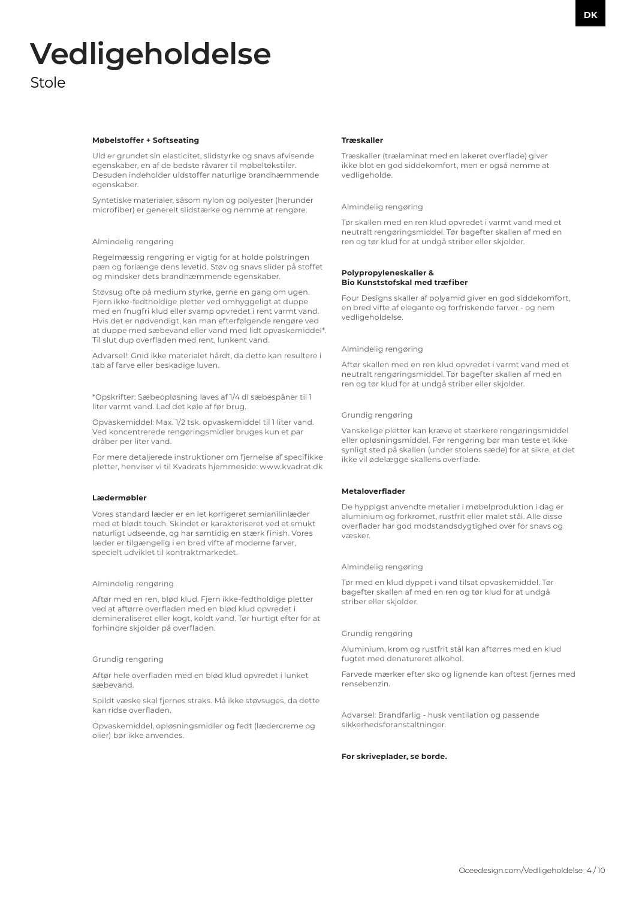# Vedligeholdelse

## Stole

### Møbelstoffer + Softseating

Uld er grundet sin elasticitet, slidstyrke og snavs afvisende egenskaber, en af de bedste råvarer til møbeltekstiler. Desuden indeholder uldstoffer naturlige brandhæmmende egenskaber.

Syntetiske materialer, såsom nylon og polyester (herunder microfiber) er generelt slidstærke og nemme at rengøre.

Almindelig rengøring

Regelmæssig rengøring er vigtig for at holde polstringen pæn og forlænge dens levetid. Støv og snavs slider på stoffet og mindsker dets brandhæmmende egenskaber.

Støvsug ofte på medium styrke, gerne en gang om ugen. Fjern ikke-fedtholdige pletter ved omhyggeligt at duppe med en fnugfri klud eller svamp opvredet i rent varmt vand. Hvis det er nødvendigt, kan man efterfølgende rengøre ved at duppe med sæbevand eller vand med lidt opvaskemiddel*. Til slut dup overfladen med rent, lunkent vand.

Advarsel!: Gnid ikke materialet hårdt, da dette kan resultere i tab af farve eller beskadige luven.

*Opskrifter: Sæbeopløsning laves af 1/4 dl sæbespåner til 1 liter varmt vand. Lad det køle af før brug.

Opvaskemiddel: Max. 1/2 tsk. opvaskemiddel til 1 liter vand. Ved koncentrerede rengøringsmidler bruges kun et par dråber per liter vand.

For mere detaljerede instruktioner om fjernelse af specifikke pletter, henviser vi til Kvadrats hjemmeside: www.kvadrat.dk

### Lædermøbler

Vores standard læder er en let korrigeret semianilinlæder med et blødt touch. Skindet er karakteriseret ved et smukt naturligt udseende, og har samtidig en stærk finish. Vores læder er tilgængelig i en bred vifte af moderne farver, specielt udviklet til kontraktmarkedet.

Almindelig rengøring

Aftør med en ren, blød klud. Fjern ikke-fedtholdige pletter ved at aftørre overfladen med en blød klud opvredet i demineraliseret eller kogt, koldt vand. Tør hurtigt efter for at forhindre skjolder på overfladen.

Grundig rengøring

Aftør hele overfladen med en blød klud opvredet i lunket sæbevand.

Spildt væske skal fjernes straks. Må ikke støvsuges, da dette kan ridse overfladen.

Opvaskemiddel, opløsningsmidler og fedt (lædercreme og olier) bør ikke anvendes.

### Træskaller

Træskaller (trælaminat med en lakeret overflade) giver ikke blot en god siddekomfort, men er også nemme at vedligeholde.

Almindelig rengøring

Tør skallen med en ren klud opvredet i varmt vand med et neutralt rengøringsmiddel. Tør bagefter skallen af med en ren og tør klud for at undgå striber eller skjolder.

### Polypropyleneskaller & Bio Kunststofskal med træfiber

Four Designs skaller af polyamid giver en god siddekomfort, en bred vifte af elegante og forfriskende farver - og nem vedligeholdelse.

Almindelig rengøring

Aftør skallen med en ren klud opvredet i varmt vand med et neutralt rengøringsmiddel. Tør bagefter skallen af med en ren og tør klud for at undgå striber eller skjolder.

Grundig rengøring

Vanskelige pletter kan kræve et stærkere rengøringsmiddel eller opløsningsmiddel. Før rengøring bør man teste et ikke synligt sted på skallen (under stolens sæde) for at sikre, at det ikke vil ødelægge skallens overflade.

### Metaloverflader

De hyppigst anvendte metaller i møbelproduktion i dag er aluminium og forkromet, rustfrit eller malet stål. Alle disse overflader har god modstandsdygtighed over for snavs og væsker.

Almindelig rengøring

Tør med en klud dyppet i vand tilsat opvaskemiddel. Tør bagefter skallen af med en ren og tør klud for at undgå striber eller skjolder.

Grundig rengøring

Aluminium, krom og rustfrit stål kan aftørres med en klud fugtet med denatureret alkohol.

Farvede mærker efter sko og lignende kan oftest fjernes med rensebenzin.

Advarsel: Brandfarlig - husk ventilation og passende sikkerhedsforanstaltninger.

**For skriveplader, se borde.**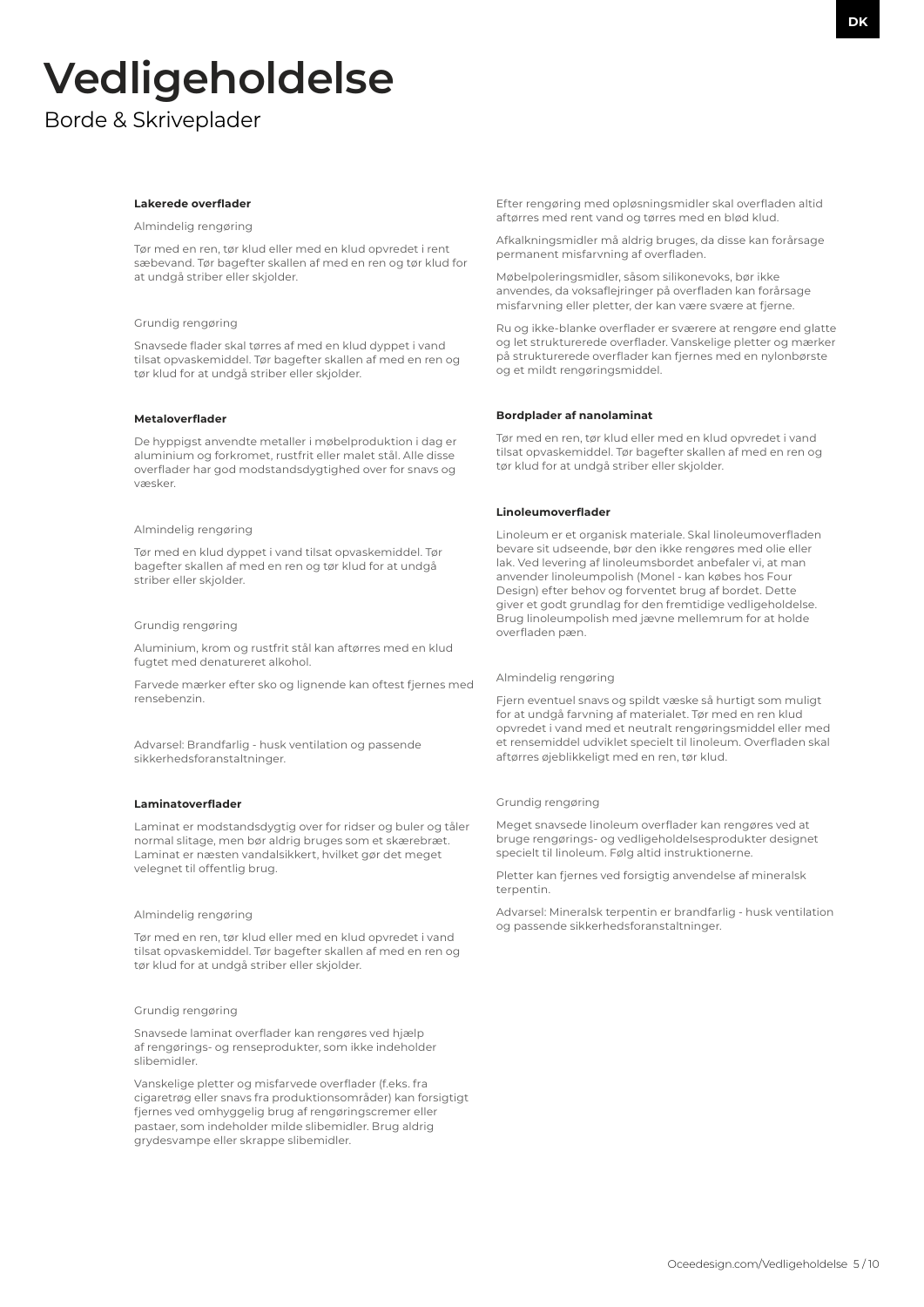# Vedligeholdelse

## Borde & Skriveplader

**Lakerede overflader**

Almindelig rengøring

Tør med en ren, tør klud eller med en klud opvredet i rent sæbevand. Tør bagefter skallen af med en ren og tør klud for at undgå striber eller skjolder.

Grundig rengøring

Snavsede flader skal tørres af med en klud dyppet i vand tilsat opvaskemiddel. Tør bagefter skallen af med en ren og tør klud for at undgå striber eller skjolder.

**Metaloverflader**

De hyppigst anvendte metaller i møbelproduktion i dag er aluminium og forkromet, rustfrit eller malet stål. Alle disse overflader har god modstandsdygtighed over for snavs og væsker.

Almindelig rengøring

Tør med en klud dyppet i vand tilsat opvaskemiddel. Tør bagefter skallen af med en ren og tør klud for at undgå striber eller skjolder.

Grundig rengøring

Aluminium, krom og rustfrit stål kan aftørres med en klud fugtet med denatureret alkohol.

Farvede mærker efter sko og lignende kan oftest fjernes med rensebenzin.

Advarsel: Brandfarlig - husk ventilation og passende sikkerhedsforanstaltninger.

**Laminatoverflader**

Laminat er modstandsdygtig over for ridser og buler og tåler normal slitage, men bør aldrig bruges som et skærebræt. Laminat er næsten vandalsikkert, hvilket gør det meget velegnet til offentlig brug.

Almindelig rengøring

Tør med en ren, tør klud eller med en klud opvredet i vand tilsat opvaskemiddel. Tør bagefter skallen af med en ren og tør klud for at undgå striber eller skjolder.

Grundig rengøring

Snavsede laminat overflader kan rengøres ved hjælp af rengørings- og renseprodukter, som ikke indeholder slibemidler.

Vanskelige pletter og misfarvede overflader (f.eks. fra cigaretrøg eller snavs fra produktionsområder) kan forsigtigt fjernes ved omhyggelig brug af rengøringscremer eller pastaer, som indeholder milde slibemidler. Brug aldrig grydesvampe eller skrappe slibemidler.

Efter rengøring med opløsningsmidler skal overfladen altid aftørres med rent vand og tørres med en blød klud.

Afkalkningsmidler må aldrig bruges, da disse kan forårsage permanent misfarvning af overfladen.

Møbelpoleringsmidler, såsom silikonevoks, bør ikke anvendes, da voksaflejringer på overfladen kan forårsage misfarvning eller pletter, der kan være svære at fjerne.

Ru og ikke-blanke overflader er sværere at rengøre end glatte og let strukturerede overflader. Vanskelige pletter og mærker på strukturerede overflader kan fjernes med en nylonbørste og et mildt rengøringsmiddel.

**Bordplader af nanolaminat**

Tør med en ren, tør klud eller med en klud opvredet i vand tilsat opvaskemiddel. Tør bagefter skallen af med en ren og tør klud for at undgå striber eller skjolder.

**Linoleumoverflader**

Linoleum er et organisk materiale. Skal linoleumoverfladen bevare sit udseende, bør den ikke rengøres med olie eller lak. Ved levering af linoleumsbordet anbefaler vi, at man anvender linoleumpolish (Monel - kan købes hos Four Design) efter behov og forventet brug af bordet. Dette giver et godt grundlag for den fremtidige vedligeholdelse. Brug linoleumpolish med jævne mellemrum for at holde overfladen pæn.

Almindelig rengøring

Fjern eventuel snavs og spildt væske så hurtigt som muligt for at undgå farvning af materialet. Tør med en ren klud opvredet i vand med et neutralt rengøringsmiddel eller med et rensemiddel udviklet specielt til linoleum. Overfladen skal aftørres øjeblikkeligt med en ren, tør klud.

Grundig rengøring

Meget snavsede linoleum overflader kan rengøres ved at bruge rengørings- og vedligeholdelsesprodukter designet specielt til linoleum. Følg altid instruktionerne.

Pletter kan fjernes ved forsigtig anvendelse af mineralsk terpentin.

Advarsel: Mineralsk terpentin er brandfarlig - husk ventilation og passende sikkerhedsforanstaltninger.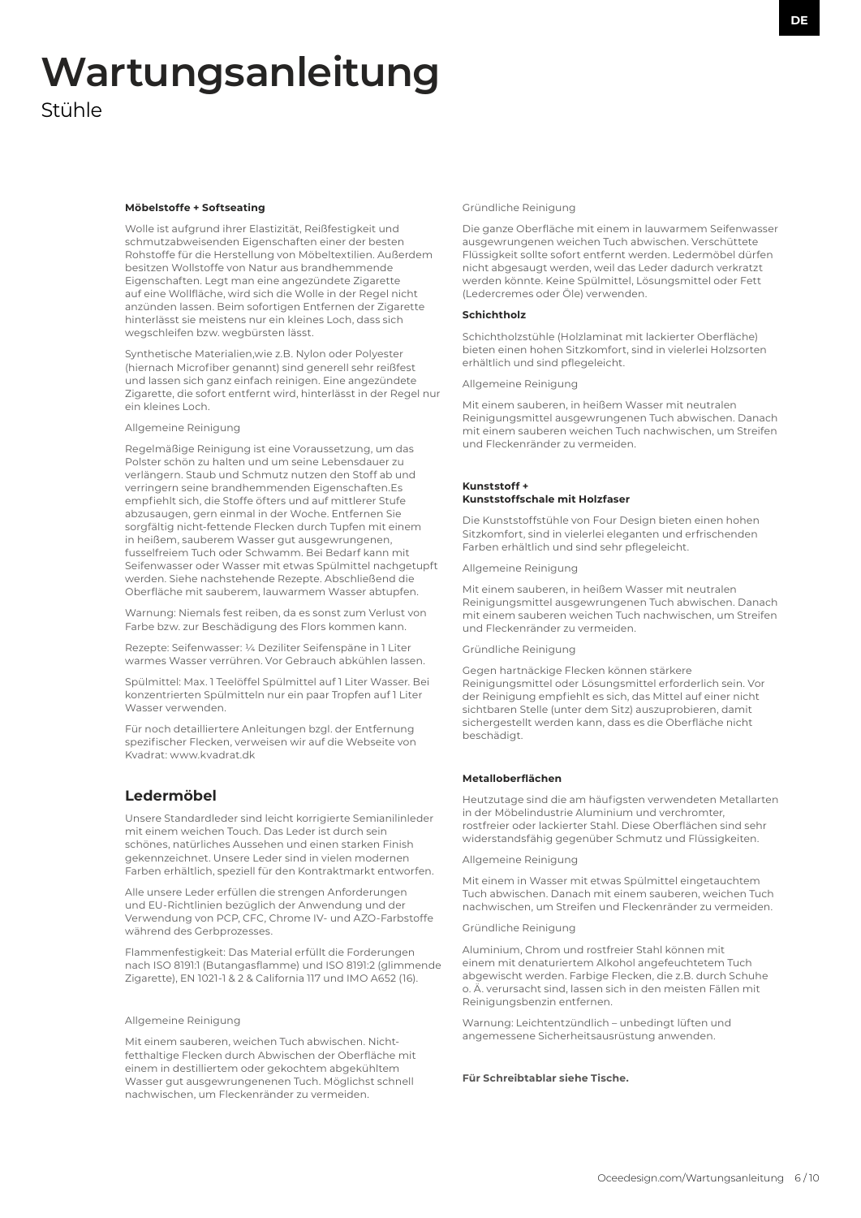# Wartungsanleitung

Stühle

**Möbelstoffe + Softseating**

Wolle ist aufgrund ihrer Elastizität, Reißfestigkeit und schmutzabweisenden Eigenschaften einer der besten Rohstoffe für die Herstellung von Möbeltextilien. Außerdem besitzen Wollstoffe von Natur aus brandhemmende Eigenschaften. Legt man eine angezündete Zigarette auf eine Wollfläche, wird sich die Wolle in der Regel nicht anzünden lassen. Beim sofortigen Entfernen der Zigarette hinterlässt sie meistens nur ein kleines Loch, dass sich wegschleifen bzw. wegbürsten lässt.

Synthetische Materialien,wie z.B. Nylon oder Polyester (hiernach Microfiber genannt) sind generell sehr reißfest und lassen sich ganz einfach reinigen. Eine angezündete Zigarette, die sofort entfernt wird, hinterlässt in der Regel nur ein kleines Loch.

Allgemeine Reinigung

Regelmäßige Reinigung ist eine Voraussetzung, um das Polster schön zu halten und um seine Lebensdauer zu verlängern. Staub und Schmutz nutzen den Stoff ab und verringern seine brandhemmenden Eigenschaften.Es empfiehlt sich, die Stoffe öfters und auf mittlerer Stufe abzusaugen, gern einmal in der Woche. Entfernen Sie sorgfältig nicht-fettende Flecken durch Tupfen mit einem in heißem, sauberem Wasser gut ausgewrungenen, fusselfreiem Tuch oder Schwamm. Bei Bedarf kann mit Seifenwasser oder Wasser mit etwas Spülmittel nachgetupft werden. Siehe nachstehende Rezepte. Abschließend die Oberfläche mit sauberem, lauwarmem Wasser abtupfen.

Warnung: Niemals fest reiben, da es sonst zum Verlust von Farbe bzw. zur Beschädigung des Flors kommen kann.

Rezepte: Seifenwasser: ¼ Deziliter Seifenspäne in 1 Liter warmes Wasser verrühren. Vor Gebrauch abkühlen lassen.

Spülmittel: Max. 1 Teelöffel Spülmittel auf 1 Liter Wasser. Bei konzentrierten Spülmitteln nur ein paar Tropfen auf 1 Liter Wasser verwenden.

Für noch detailliertere Anleitungen bzgl. der Entfernung spezifischer Flecken, verweisen wir auf die Webseite von Kvadrat: www.kvadrat.dk

## Ledermöbel

Unsere Standardleder sind leicht korrigierte Semianilinleder mit einem weichen Touch. Das Leder ist durch sein schönes, natürliches Aussehen und einen starken Finish gekennzeichnet. Unsere Leder sind in vielen modernen Farben erhältlich, speziell für den Kontraktmarkt entworfen.

Alle unsere Leder erfüllen die strengen Anforderungen und EU-Richtlinien bezüglich der Anwendung und der Verwendung von PCP, CFC, Chrome IV- und AZO-Farbstoffe während des Gerbprozesses.

Flammenfestigkeit: Das Material erfüllt die Forderungen nach ISO 8191:1 (Butangasflamme) und ISO 8191:2 (glimmende Zigarette), EN 1021-1 & 2 & California 117 und IMO A652 (16).

Allgemeine Reinigung

Mit einem sauberen, weichen Tuch abwischen. Nicht-fetthaltige Flecken durch Abwischen der Oberfläche mit einem in destilliertem oder gekochtem abgekühltem Wasser gut ausgewrungenen Tuch. Möglichst schnell nachwischen, um Fleckenränder zu vermeiden.

Gründliche Reinigung

Die ganze Oberfläche mit einem in lauwarmem Seifenwasser ausgewrungenen weichen Tuch abwischen. Verschüttete Flüssigkeit sollte sofort entfernt werden. Ledermöbel dürfen nicht abgesaugt werden, weil das Leder dadurch verkratzt werden könnte. Keine Spülmittel, Lösungsmittel oder Fett (Ledercremes oder Öle) verwenden.

**Schichtholz**

Schichtholzstühle (Holzlaminat mit lackierter Oberfläche) bieten einen hohen Sitzkomfort, sind in vielerlei Holzsorten erhältlich und sind pflegeleicht.

Allgemeine Reinigung

Mit einem sauberen, in heißem Wasser mit neutralen Reinigungsmittel ausgewrungenen Tuch abwischen. Danach mit einem sauberen weichen Tuch nachwischen, um Streifen und Fleckenränder zu vermeiden.

**Kunststoff +**
**Kunststoffschale mit Holzfaser**

Die Kunststoffstühle von Four Design bieten einen hohen Sitzkomfort, sind in vielerlei eleganten und erfrischenden Farben erhältlich und sind sehr pflegeleicht.

Allgemeine Reinigung

Mit einem sauberen, in heißem Wasser mit neutralen Reinigungsmittel ausgewrungenen Tuch abwischen. Danach mit einem sauberen weichen Tuch nachwischen, um Streifen und Fleckenränder zu vermeiden.

Gründliche Reinigung

Gegen hartnäckige Flecken können stärkere Reinigungsmittel oder Lösungsmittel erforderlich sein. Vor der Reinigung empfiehlt es sich, das Mittel auf einer nicht sichtbaren Stelle (unter dem Sitz) auszuprobieren, damit sichergestellt werden kann, dass es die Oberfläche nicht beschädigt.

**Metalloberflächen**

Heutzutage sind die am häufigsten verwendeten Metallarten in der Möbelindustrie Aluminium und verchromter, rostfreier oder lackierter Stahl. Diese Oberflächen sind sehr widerstandsfähig gegenüber Schmutz und Flüssigkeiten.

Allgemeine Reinigung

Mit einem in Wasser mit etwas Spülmittel eingetauchtem Tuch abwischen. Danach mit einem sauberen, weichen Tuch nachwischen, um Streifen und Fleckenränder zu vermeiden.

Gründliche Reinigung

Aluminium, Chrom und rostfreier Stahl können mit einem mit denaturiertem Alkohol angefeuchtetem Tuch abgewischt werden. Farbige Flecken, die z.B. durch Schuhe o. Ä. verursacht sind, lassen sich in den meisten Fällen mit Reinigungsbenzin entfernen.

Warnung: Leichtentzündlich – unbedingt lüften und angemessene Sicherheitsausrüstung anwenden.

**Für Schreibtablar siehe Tische.**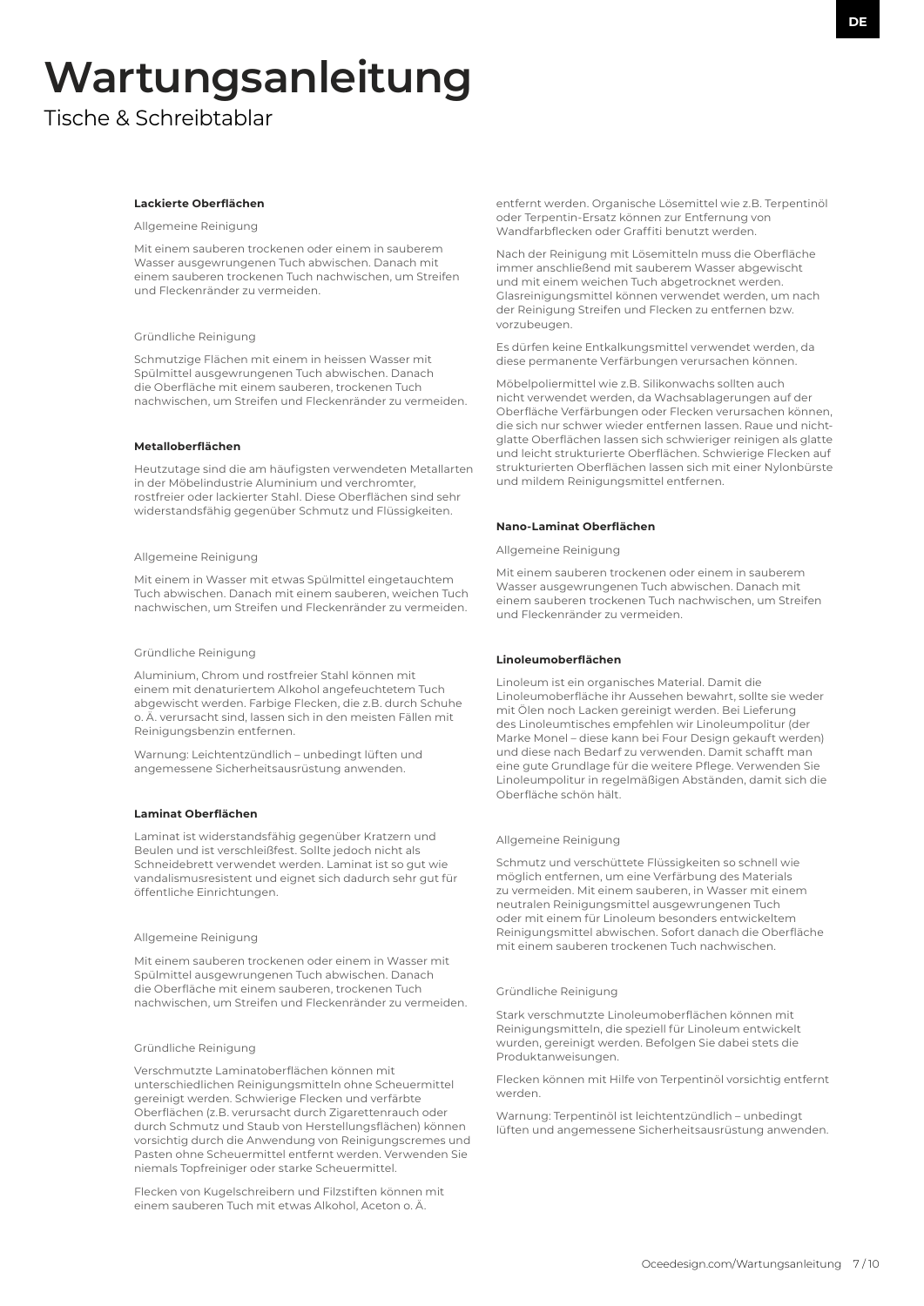# Wartungsanleitung

Tische & Schreibtablar

**Lackierte Oberflächen**

Allgemeine Reinigung

Mit einem sauberen trockenen oder einem in sauberem Wasser ausgewrungenen Tuch abwischen. Danach mit einem sauberen trockenen Tuch nachwischen, um Streifen und Fleckenränder zu vermeiden.

Gründliche Reinigung

Schmutzige Flächen mit einem in heissen Wasser mit Spülmittel ausgewrungenen Tuch abwischen. Danach die Oberfläche mit einem sauberen, trockenen Tuch nachwischen, um Streifen und Fleckenränder zu vermeiden.

**Metalloberflächen**

Heutzutage sind die am häufigsten verwendeten Metallarten in der Möbelindustrie Aluminium und verchromter, rostfreier oder lackierter Stahl. Diese Oberflächen sind sehr widerstandsfähig gegenüber Schmutz und Flüssigkeiten.

Allgemeine Reinigung

Mit einem in Wasser mit etwas Spülmittel eingetauchtem Tuch abwischen. Danach mit einem sauberen, weichen Tuch nachwischen, um Streifen und Fleckenränder zu vermeiden.

Gründliche Reinigung

Aluminium, Chrom und rostfreier Stahl können mit einem mit denaturiertem Alkohol angefeuchtetem Tuch abgewischt werden. Farbige Flecken, die z.B. durch Schuhe o. Ä. verursacht sind, lassen sich in den meisten Fällen mit Reinigungsbenzin entfernen.

Warnung: Leichtentzündlich – unbedingt lüften und angemessene Sicherheitsausrüstung anwenden.

**Laminat Oberflächen**

Laminat ist widerstandsfähig gegenüber Kratzern und Beulen und ist verschleißfest. Sollte jedoch nicht als Schneidebrett verwendet werden. Laminat ist so gut wie vandalismusresistent und eignet sich dadurch sehr gut für öffentliche Einrichtungen.

Allgemeine Reinigung

Mit einem sauberen trockenen oder einem in Wasser mit Spülmittel ausgewrungenen Tuch abwischen. Danach die Oberfläche mit einem sauberen, trockenen Tuch nachwischen, um Streifen und Fleckenränder zu vermeiden.

Gründliche Reinigung

Verschmutzte Laminatoberflächen können mit unterschiedlichen Reinigungsmitteln ohne Scheuermittel gereinigt werden. Schwierige Flecken und verfärbte Oberflächen (z.B. verursacht durch Zigarettenrauch oder durch Schmutz und Staub von Herstellungsflächen) können vorsichtig durch die Anwendung von Reinigungscremes und Pasten ohne Scheuermittel entfernt werden. Verwenden Sie niemals Topfreiniger oder starke Scheuermittel.

Flecken von Kugelschreibern und Filzstiften können mit einem sauberen Tuch mit etwas Alkohol, Aceton o. Ä. entfernt werden. Organische Lösemittel wie z.B. Terpentinöl oder Terpentin-Ersatz können zur Entfernung von Wandfarbflecken oder Graffiti benutzt werden.

Nach der Reinigung mit Lösemitteln muss die Oberfläche immer anschließend mit sauberem Wasser abgewischt und mit einem weichen Tuch abgetrocknet werden. Glasreinigungsmittel können verwendet werden, um nach der Reinigung Streifen und Flecken zu entfernen bzw. vorzubeugen.

Es dürfen keine Entkalkungsmittel verwendet werden, da diese permanente Verfärbungen verursachen können.

Möbelpoliermittel wie z.B. Silikonwachs sollten auch nicht verwendet werden, da Wachsablagerungen auf der Oberfläche Verfärbungen oder Flecken verursachen können, die sich nur schwer wieder entfernen lassen. Raue und nicht-glatte Oberflächen lassen sich schwieriger reinigen als glatte und leicht strukturierte Oberflächen. Schwierige Flecken auf strukturierten Oberflächen lassen sich mit einer Nylonbürste und mildem Reinigungsmittel entfernen.

**Nano-Laminat Oberflächen**

Allgemeine Reinigung

Mit einem sauberen trockenen oder einem in sauberem Wasser ausgewrungenen Tuch abwischen. Danach mit einem sauberen trockenen Tuch nachwischen, um Streifen und Fleckenränder zu vermeiden.

**Linoleumoberflächen**

Linoleum ist ein organisches Material. Damit die Linoleumoberfläche ihr Aussehen bewahrt, sollte sie weder mit Ölen noch Lacken gereinigt werden. Bei Lieferung des Linoleumtisches empfehlen wir Linoleumpolitur (der Marke Monel – diese kann bei Four Design gekauft werden) und diese nach Bedarf zu verwenden. Damit schafft man eine gute Grundlage für die weitere Pflege. Verwenden Sie Linoleumpolitur in regelmäßigen Abständen, damit sich die Oberfläche schön hält.

Allgemeine Reinigung

Schmutz und verschüttete Flüssigkeiten so schnell wie möglich entfernen, um eine Verfärbung des Materials zu vermeiden. Mit einem sauberen, in Wasser mit einem neutralen Reinigungsmittel ausgewrungenen Tuch oder mit einem für Linoleum besonders entwickeltem Reinigungsmittel abwischen. Sofort danach die Oberfläche mit einem sauberen trockenen Tuch nachwischen.

Gründliche Reinigung

Stark verschmutzte Linoleumoberflächen können mit Reinigungsmitteln, die speziell für Linoleum entwickelt wurden, gereinigt werden. Befolgen Sie dabei stets die Produktanweisungen.

Flecken können mit Hilfe von Terpentinöl vorsichtig entfernt werden.

Warnung: Terpentinöl ist leichtentzündlich – unbedingt lüften und angemessene Sicherheitsausrüstung anwenden.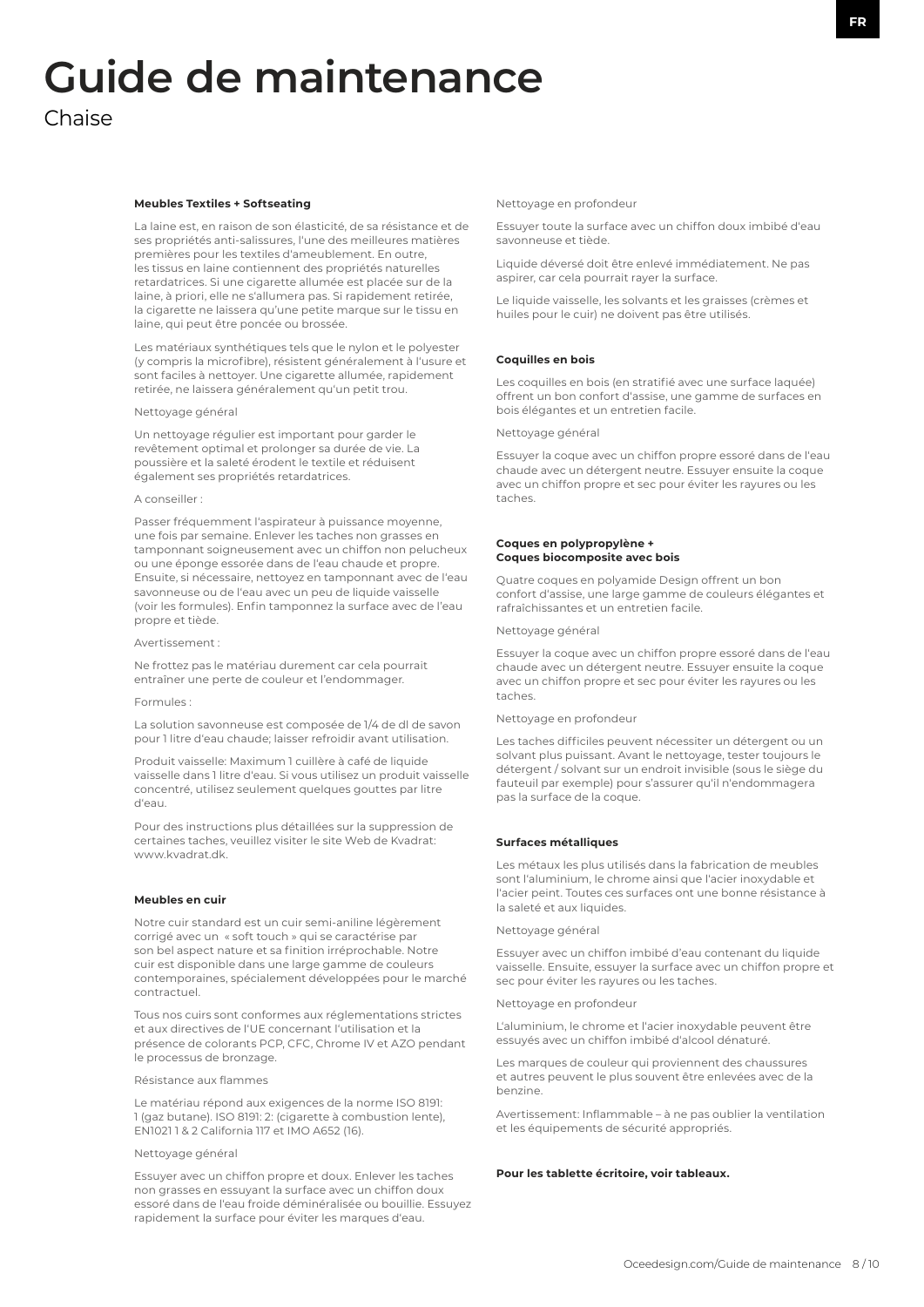# Guide de maintenance

Chaise

**Meubles Textiles + Softseating**

La laine est, en raison de son élasticité, de sa résistance et de ses propriétés anti-salissures, l'une des meilleures matières premières pour les textiles d'ameublement. En outre, les tissus en laine contiennent des propriétés naturelles retardatrices. Si une cigarette allumée est placée sur de la laine, à priori, elle ne s'allumera pas. Si rapidement retirée, la cigarette ne laissera qu'une petite marque sur le tissu en laine, qui peut être poncée ou brossée.

Les matériaux synthétiques tels que le nylon et le polyester (y compris la microfibre), résistent généralement à l'usure et sont faciles à nettoyer. Une cigarette allumée, rapidement retirée, ne laissera généralement qu'un petit trou.

Nettoyage général

Un nettoyage régulier est important pour garder le revêtement optimal et prolonger sa durée de vie. La poussière et la saleté érodent le textile et réduisent également ses propriétés retardatrices.

A conseiller :

Passer fréquemment l'aspirateur à puissance moyenne, une fois par semaine. Enlever les taches non grasses en tamponnant soigneusement avec un chiffon non pelucheux ou une éponge essorée dans de l'eau chaude et propre. Ensuite, si nécessaire, nettoyez en tamponnant avec de l'eau savonneuse ou de l'eau avec un peu de liquide vaisselle (voir les formules). Enfin tamponnez la surface avec de l'eau propre et tiède.

Avertissement :

Ne frottez pas le matériau durement car cela pourrait entraîner une perte de couleur et l'endommager.

Formules :

La solution savonneuse est composée de 1/4 de dl de savon pour 1 litre d'eau chaude; laisser refroidir avant utilisation.

Produit vaisselle: Maximum 1 cuillère à café de liquide vaisselle dans 1 litre d'eau. Si vous utilisez un produit vaisselle concentré, utilisez seulement quelques gouttes par litre d'eau.

Pour des instructions plus détaillées sur la suppression de certaines taches, veuillez visiter le site Web de Kvadrat: www.kvadrat.dk.

**Meubles en cuir**

Notre cuir standard est un cuir semi-aniline légèrement corrigé avec un « soft touch » qui se caractérise par son bel aspect nature et sa finition irréprochable. Notre cuir est disponible dans une large gamme de couleurs contemporaines, spécialement développées pour le marché contractuel.

Tous nos cuirs sont conformes aux réglementations strictes et aux directives de l'UE concernant l'utilisation et la présence de colorants PCP, CFC, Chrome IV et AZO pendant le processus de bronzage.

Résistance aux flammes

Le matériau répond aux exigences de la norme ISO 8191: 1 (gaz butane). ISO 8191: 2: (cigarette à combustion lente), EN1021 1 & 2 California 117 et IMO A652 (16).

Nettoyage général

Essuyer avec un chiffon propre et doux. Enlever les taches non grasses en essuyant la surface avec un chiffon doux essoré dans de l'eau froide déminéralisée ou bouillie. Essuyez rapidement la surface pour éviter les marques d'eau.

Nettoyage en profondeur

Essuyer toute la surface avec un chiffon doux imbibé d'eau savonneuse et tiède.

Liquide déversé doit être enlevé immédiatement. Ne pas aspirer, car cela pourrait rayer la surface.

Le liquide vaisselle, les solvants et les graisses (crèmes et huiles pour le cuir) ne doivent pas être utilisés.

**Coquilles en bois**

Les coquilles en bois (en stratifié avec une surface laquée) offrent un bon confort d'assise, une gamme de surfaces en bois élégantes et un entretien facile.

Nettoyage général

Essuyer la coque avec un chiffon propre essoré dans de l'eau chaude avec un détergent neutre. Essuyer ensuite la coque avec un chiffon propre et sec pour éviter les rayures ou les taches.

**Coques en polypropylène +**
**Coques biocomposite avec bois**

Quatre coques en polyamide Design offrent un bon confort d'assise, une large gamme de couleurs élégantes et rafraîchissantes et un entretien facile.

Nettoyage général

Essuyer la coque avec un chiffon propre essoré dans de l'eau chaude avec un détergent neutre. Essuyer ensuite la coque avec un chiffon propre et sec pour éviter les rayures ou les taches.

Nettoyage en profondeur

Les taches difficiles peuvent nécessiter un détergent ou un solvant plus puissant. Avant le nettoyage, tester toujours le détergent / solvant sur un endroit invisible (sous le siège du fauteuil par exemple) pour s'assurer qu'il n'endommagera pas la surface de la coque.

**Surfaces métalliques**

Les métaux les plus utilisés dans la fabrication de meubles sont l'aluminium, le chrome ainsi que l'acier inoxydable et l'acier peint. Toutes ces surfaces ont une bonne résistance à la saleté et aux liquides.

Nettoyage général

Essuyer avec un chiffon imbibé d'eau contenant du liquide vaisselle. Ensuite, essuyer la surface avec un chiffon propre et sec pour éviter les rayures ou les taches.

Nettoyage en profondeur

L'aluminium, le chrome et l'acier inoxydable peuvent être essuyés avec un chiffon imbibé d'alcool dénaturé.

Les marques de couleur qui proviennent des chaussures et autres peuvent le plus souvent être enlevées avec de la benzine.

Avertissement: Inflammable – à ne pas oublier la ventilation et les équipements de sécurité appropriés.

**Pour les tablette écritoire, voir tableaux.**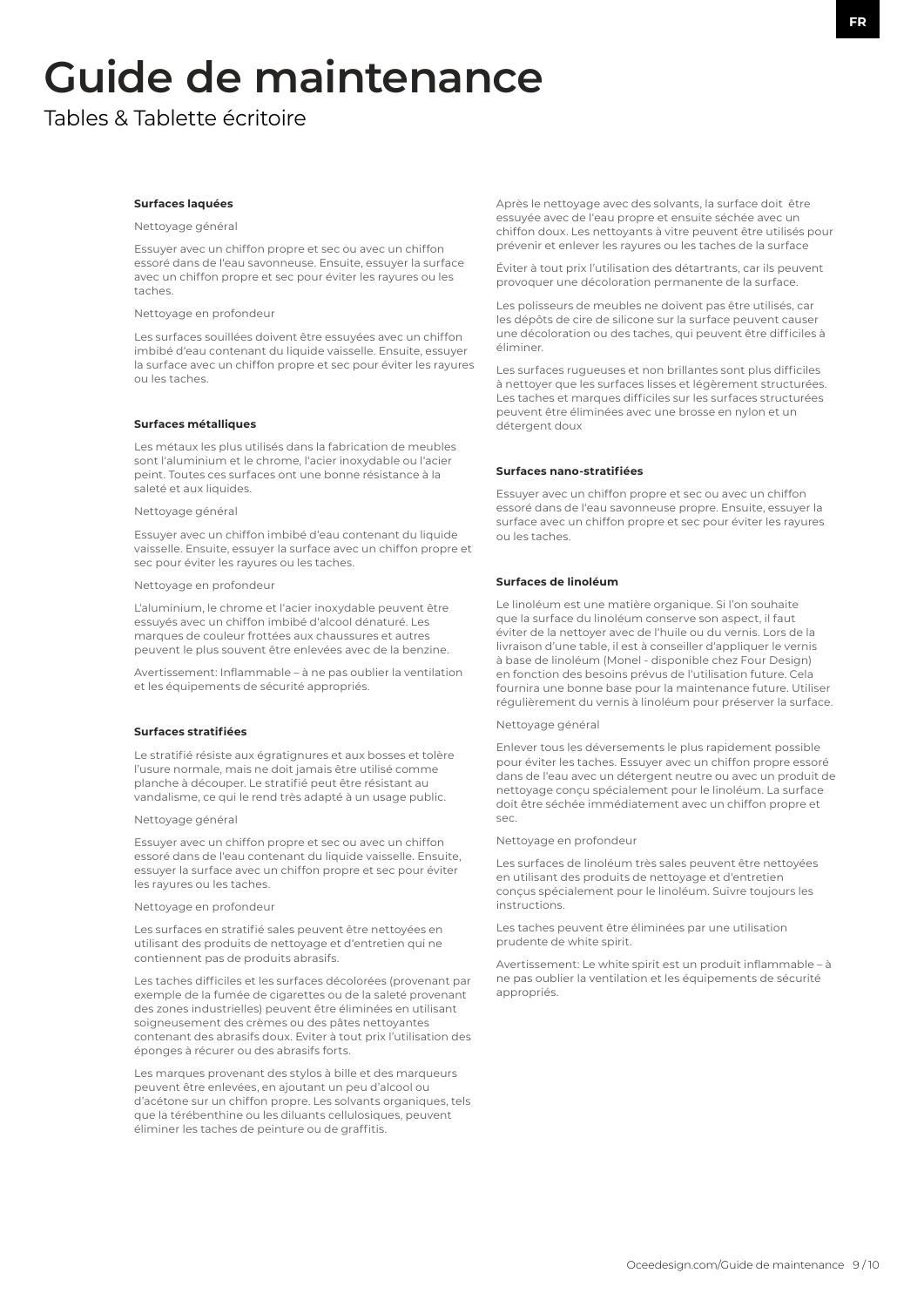# Guide de maintenance

Tables & Tablette écritoire

**Surfaces laquées**

Nettoyage général

Essuyer avec un chiffon propre et sec ou avec un chiffon essoré dans de l'eau savonneuse. Ensuite, essuyer la surface avec un chiffon propre et sec pour éviter les rayures ou les taches.

Nettoyage en profondeur

Les surfaces souillées doivent être essuyées avec un chiffon imbibé d'eau contenant du liquide vaisselle. Ensuite, essuyer la surface avec un chiffon propre et sec pour éviter les rayures ou les taches.

**Surfaces métalliques**

Les métaux les plus utilisés dans la fabrication de meubles sont l'aluminium et le chrome, l'acier inoxydable ou l'acier peint. Toutes ces surfaces ont une bonne résistance à la saleté et aux liquides.

Nettoyage général

Essuyer avec un chiffon imbibé d'eau contenant du liquide vaisselle. Ensuite, essuyer la surface avec un chiffon propre et sec pour éviter les rayures ou les taches.

Nettoyage en profondeur

L'aluminium, le chrome et l'acier inoxydable peuvent être essuyés avec un chiffon imbibé d'alcool dénaturé. Les marques de couleur frottées aux chaussures et autres peuvent le plus souvent être enlevées avec de la benzine.

Avertissement: Inflammable – à ne pas oublier la ventilation et les équipements de sécurité appropriés.

**Surfaces stratifiées**

Le stratifié résiste aux égratignures et aux bosses et tolère l'usure normale, mais ne doit jamais être utilisé comme planche à découper. Le stratifié peut être résistant au vandalisme, ce qui le rend très adapté à un usage public.

Nettoyage général

Essuyer avec un chiffon propre et sec ou avec un chiffon essoré dans de l'eau contenant du liquide vaisselle. Ensuite, essuyer la surface avec un chiffon propre et sec pour éviter les rayures ou les taches.

Nettoyage en profondeur

Les surfaces en stratifié sales peuvent être nettoyées en utilisant des produits de nettoyage et d'entretien qui ne contiennent pas de produits abrasifs.

Les taches difficiles et les surfaces décolorées (provenant par exemple de la fumée de cigarettes ou de la saleté provenant des zones industrielles) peuvent être éliminées en utilisant soigneusement des crèmes ou des pâtes nettoyantes contenant des abrasifs doux. Eviter à tout prix l'utilisation des éponges à récurer ou des abrasifs forts.

Les marques provenant des stylos à bille et des marqueurs peuvent être enlevées, en ajoutant un peu d'alcool ou d'acétone sur un chiffon propre. Les solvants organiques, tels que la térébenthine ou les diluants cellulosiques, peuvent éliminer les taches de peinture ou de graffitis.

Après le nettoyage avec des solvants, la surface doit être essuyée avec de l'eau propre et ensuite séchée avec un chiffon doux. Les nettoyants à vitre peuvent être utilisés pour prévenir et enlever les rayures ou les taches de la surface

Éviter à tout prix l'utilisation des détartrants, car ils peuvent provoquer une décoloration permanente de la surface.

Les polisseurs de meubles ne doivent pas être utilisés, car les dépôts de cire de silicone sur la surface peuvent causer une décoloration ou des taches, qui peuvent être difficiles à éliminer.

Les surfaces rugueuses et non brillantes sont plus difficiles à nettoyer que les surfaces lisses et légèrement structurées. Les taches et marques difficiles sur les surfaces structurées peuvent être éliminées avec une brosse en nylon et un détergent doux

**Surfaces nano-stratifiées**

Essuyer avec un chiffon propre et sec ou avec un chiffon essoré dans de l'eau savonneuse propre. Ensuite, essuyer la surface avec un chiffon propre et sec pour éviter les rayures ou les taches.

**Surfaces de linoléum**

Le linoléum est une matière organique. Si l'on souhaite que la surface du linoléum conserve son aspect, il faut éviter de la nettoyer avec de l'huile ou du vernis. Lors de la livraison d'une table, il est à conseiller d'appliquer le vernis à base de linoléum (Monel - disponible chez Four Design) en fonction des besoins prévus de l'utilisation future. Cela fournira une bonne base pour la maintenance future. Utiliser régulièrement du vernis à linoléum pour préserver la surface.

Nettoyage général

Enlever tous les déversements le plus rapidement possible pour éviter les taches. Essuyer avec un chiffon propre essoré dans de l'eau avec un détergent neutre ou avec un produit de nettoyage conçu spécialement pour le linoléum. La surface doit être séchée immédiatement avec un chiffon propre et sec.

Nettoyage en profondeur

Les surfaces de linoléum très sales peuvent être nettoyées en utilisant des produits de nettoyage et d'entretien conçus spécialement pour le linoléum. Suivre toujours les instructions.

Les taches peuvent être éliminées par une utilisation prudente de white spirit.

Avertissement: Le white spirit est un produit inflammable – à ne pas oublier la ventilation et les équipements de sécurité appropriés.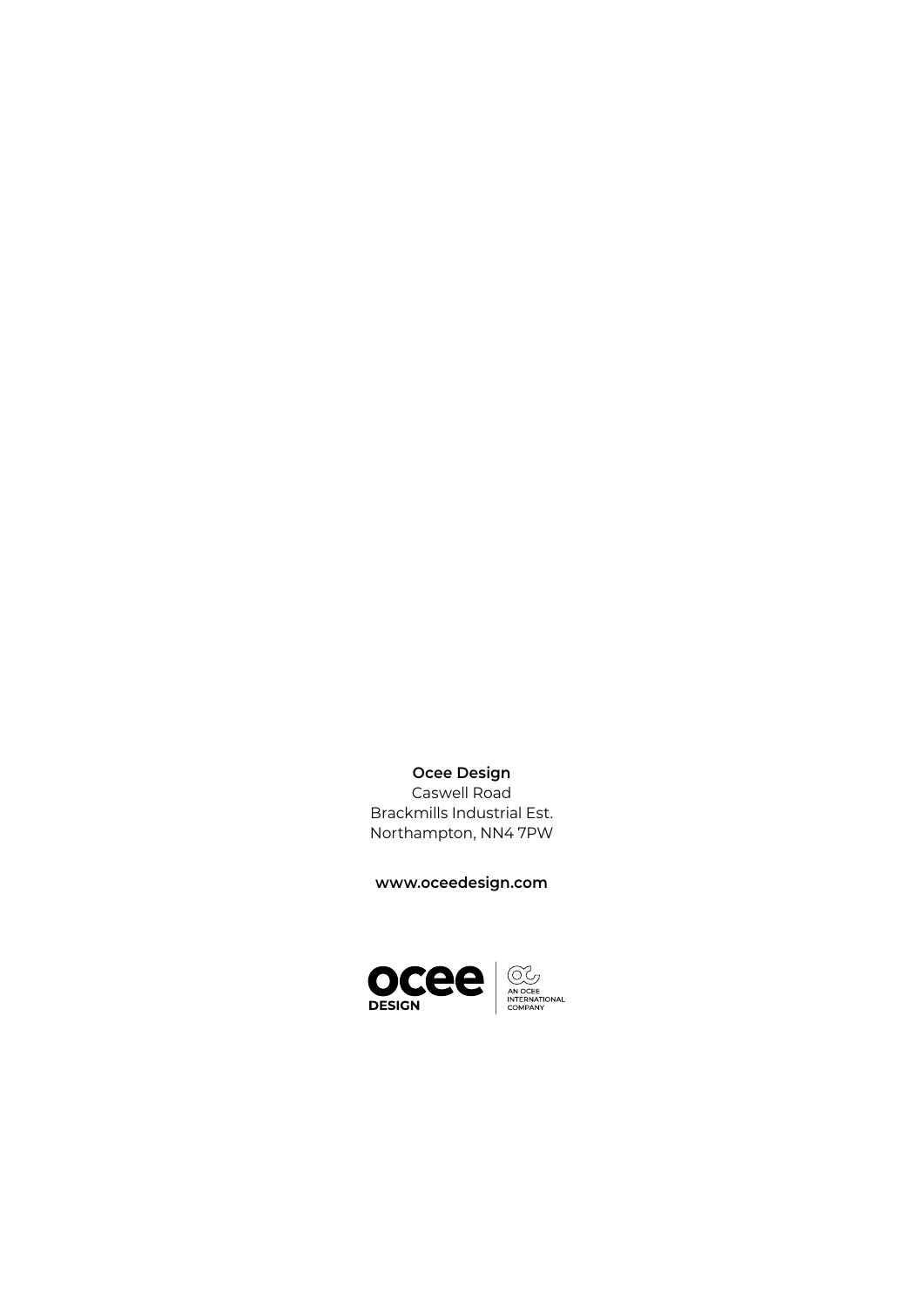**Ocee Design**
Caswell Road
Brackmills Industrial Est.
Northampton, NN4 7PW

**www.oceedesign.com**

ocee DESIGN

AN OCEE INTERNATIONAL COMPANY